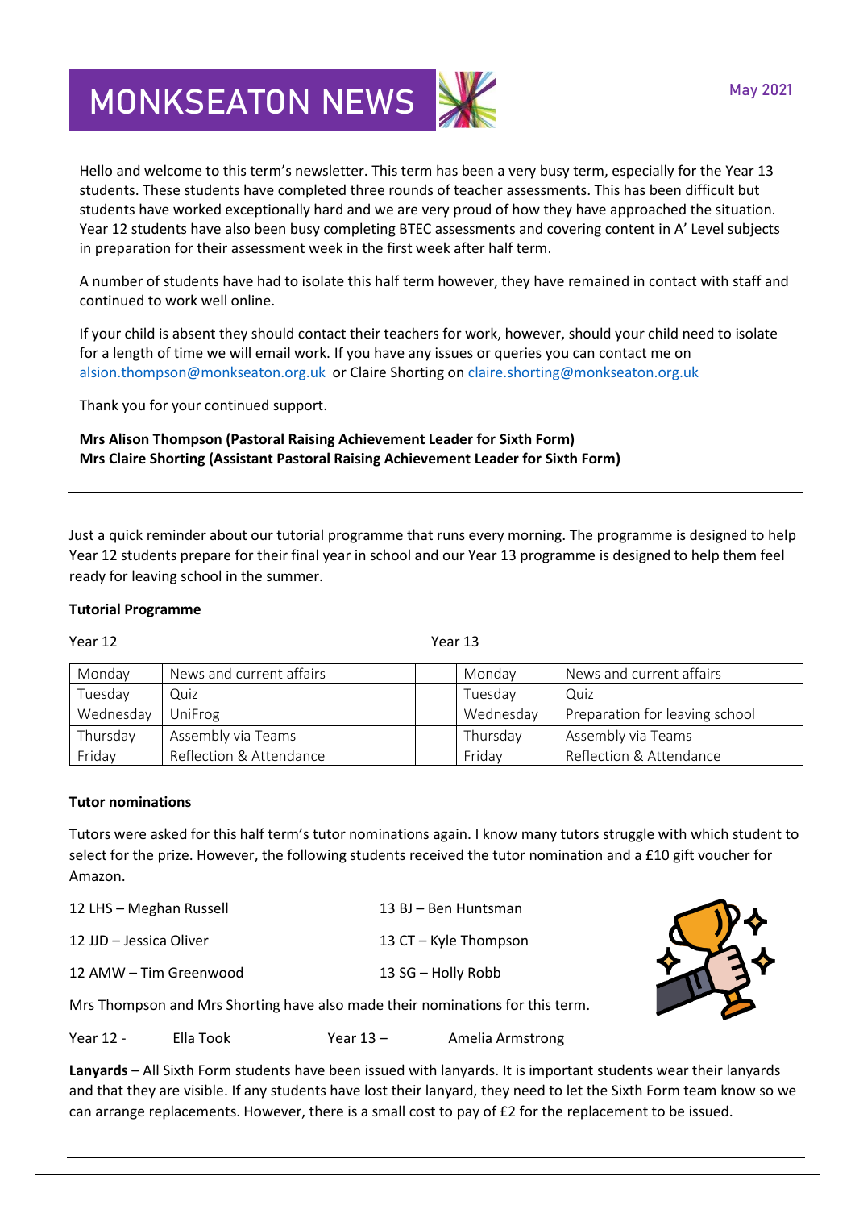# MONKSEATON NEWS

May 2021

Hello and welcome to this term's newsletter. This term has been a very busy term, especially for the Year 13 students. These students have completed three rounds of teacher assessments. This has been difficult but students have worked exceptionally hard and we are very proud of how they have approached the situation. Year 12 students have also been busy completing BTEC assessments and covering content in A' Level subjects in preparation for their assessment week in the first week after half term.

A number of students have had to isolate this half term however, they have remained in contact with staff and continued to work well online.

If your child is absent they should contact their teachers for work, however, should your child need to isolate for a length of time we will email work. If you have any issues or queries you can contact me on alsion.thompson@monkseaton.org.uk or Claire Shorting on claire.shorting@monkseaton.org.uk

Thank you for your continued support.

**Mrs Alison Thompson (Pastoral Raising Achievement Leader for Sixth Form)**
**Mrs Claire Shorting (Assistant Pastoral Raising Achievement Leader for Sixth Form)**

---

Just a quick reminder about our tutorial programme that runs every morning. The programme is designed to help Year 12 students prepare for their final year in school and our Year 13 programme is designed to help them feel ready for leaving school in the summer.

**Tutorial Programme**

Year 12

| Monday | News and current affairs |
|---|---|
| Tuesday | Quiz |
| Wednesday | UniFrog |
| Thursday | Assembly via Teams |
| Friday | Reflection & Attendance |

Year 13

| Monday | News and current affairs |
|---|---|
| Tuesday | Quiz |
| Wednesday | Preparation for leaving school |
| Thursday | Assembly via Teams |
| Friday | Reflection & Attendance |

**Tutor nominations**

Tutors were asked for this half term's tutor nominations again. I know many tutors struggle with which student to select for the prize. However, the following students received the tutor nomination and a £10 gift voucher for Amazon.

12 LHS – Meghan Russell

12 JJD – Jessica Oliver

12 AMW – Tim Greenwood

13 BJ – Ben Huntsman

13 CT – Kyle Thompson

13 SG – Holly Robb

Mrs Thompson and Mrs Shorting have also made their nominations for this term.

Year 12 - Ella Took

Year 13 – Amelia Armstrong

**Lanyards** – All Sixth Form students have been issued with lanyards. It is important students wear their lanyards and that they are visible. If any students have lost their lanyard, they need to let the Sixth Form team know so we can arrange replacements. However, there is a small cost to pay of £2 for the replacement to be issued.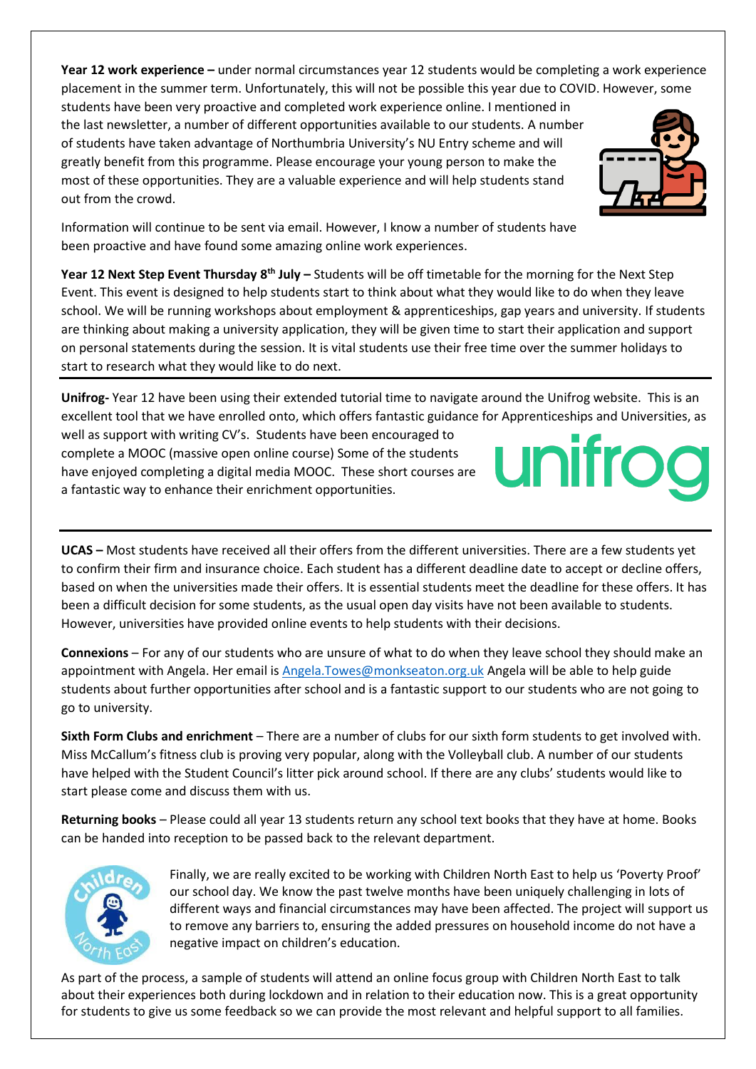**Year 12 work experience –** under normal circumstances year 12 students would be completing a work experience placement in the summer term. Unfortunately, this will not be possible this year due to COVID. However, some students have been very proactive and completed work experience online. I mentioned in the last newsletter, a number of different opportunities available to our students. A number of students have taken advantage of Northumbria University's NU Entry scheme and will greatly benefit from this programme. Please encourage your young person to make the most of these opportunities. They are a valuable experience and will help students stand out from the crowd.

Information will continue to be sent via email. However, I know a number of students have been proactive and have found some amazing online work experiences.

**Year 12 Next Step Event Thursday 8th July –** Students will be off timetable for the morning for the Next Step Event. This event is designed to help students start to think about what they would like to do when they leave school. We will be running workshops about employment & apprenticeships, gap years and university. If students are thinking about making a university application, they will be given time to start their application and support on personal statements during the session. It is vital students use their free time over the summer holidays to start to research what they would like to do next.

---

**Unifrog-** Year 12 have been using their extended tutorial time to navigate around the Unifrog website. This is an excellent tool that we have enrolled onto, which offers fantastic guidance for Apprenticeships and Universities, as well as support with writing CV's. Students have been encouraged to complete a MOOC (massive open online course) Some of the students have enjoyed completing a digital media MOOC. These short courses are a fantastic way to enhance their enrichment opportunities.

---

**UCAS –** Most students have received all their offers from the different universities. There are a few students yet to confirm their firm and insurance choice. Each student has a different deadline date to accept or decline offers, based on when the universities made their offers. It is essential students meet the deadline for these offers. It has been a difficult decision for some students, as the usual open day visits have not been available to students. However, universities have provided online events to help students with their decisions.

**Connexions** – For any of our students who are unsure of what to do when they leave school they should make an appointment with Angela. Her email is Angela.Towes@monkseaton.org.uk Angela will be able to help guide students about further opportunities after school and is a fantastic support to our students who are not going to go to university.

**Sixth Form Clubs and enrichment** – There are a number of clubs for our sixth form students to get involved with. Miss McCallum's fitness club is proving very popular, along with the Volleyball club. A number of our students have helped with the Student Council's litter pick around school. If there are any clubs' students would like to start please come and discuss them with us.

**Returning books** – Please could all year 13 students return any school text books that they have at home. Books can be handed into reception to be passed back to the relevant department.

Finally, we are really excited to be working with Children North East to help us 'Poverty Proof' our school day. We know the past twelve months have been uniquely challenging in lots of different ways and financial circumstances may have been affected. The project will support us to remove any barriers to, ensuring the added pressures on household income do not have a negative impact on children's education.

As part of the process, a sample of students will attend an online focus group with Children North East to talk about their experiences both during lockdown and in relation to their education now. This is a great opportunity for students to give us some feedback so we can provide the most relevant and helpful support to all families.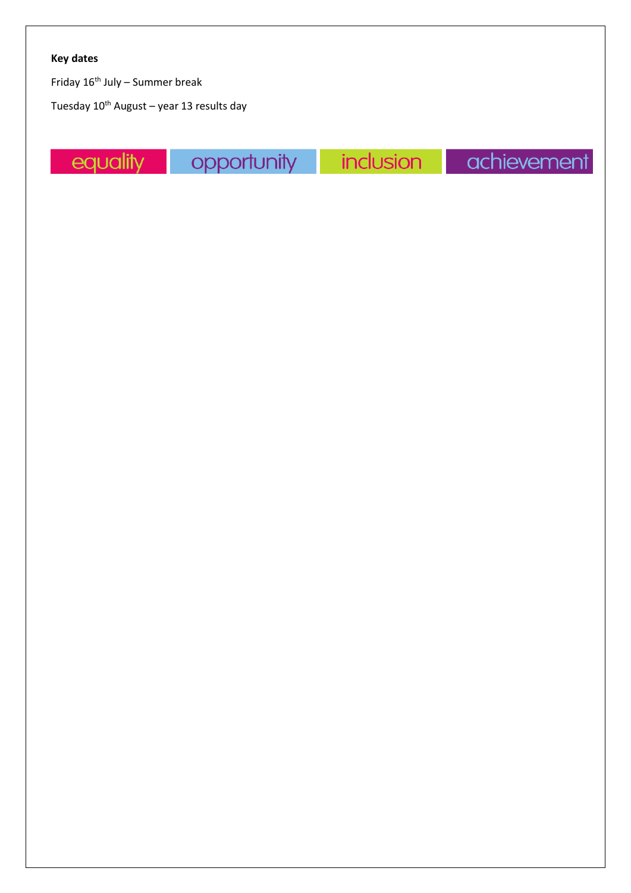**Key dates**

Friday 16th July – Summer break

Tuesday 10th August – year 13 results day

equality opportunity inclusion achievement